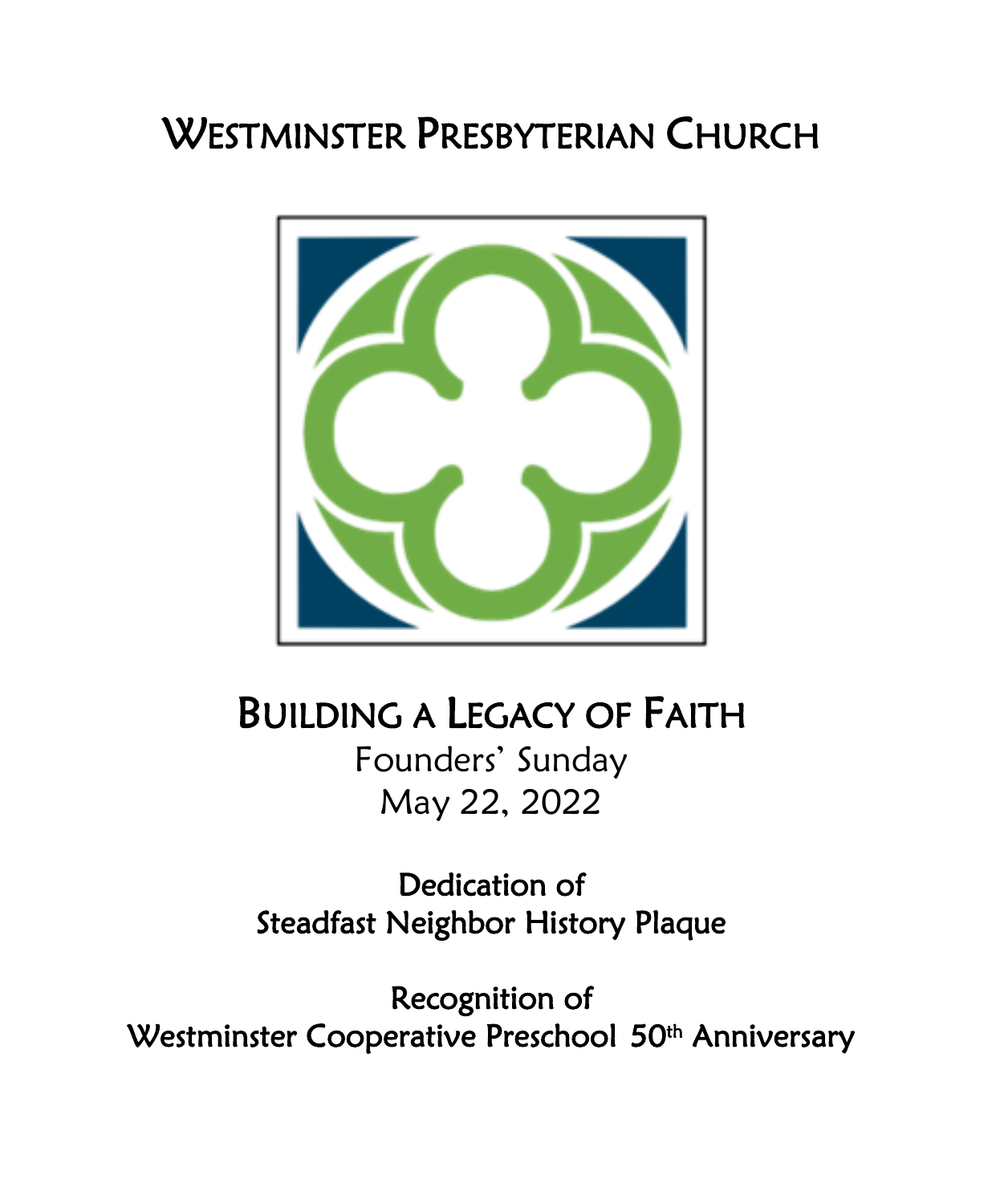# WESTMINSTER PRESBYTERIAN CHURCH

## BUILDING A LEGACY OF FAITH

Founders' Sunday

May 22, 2022

Dedication of
Steadfast Neighbor History Plaque

Recognition of
Westminster Cooperative Preschool 50th Anniversary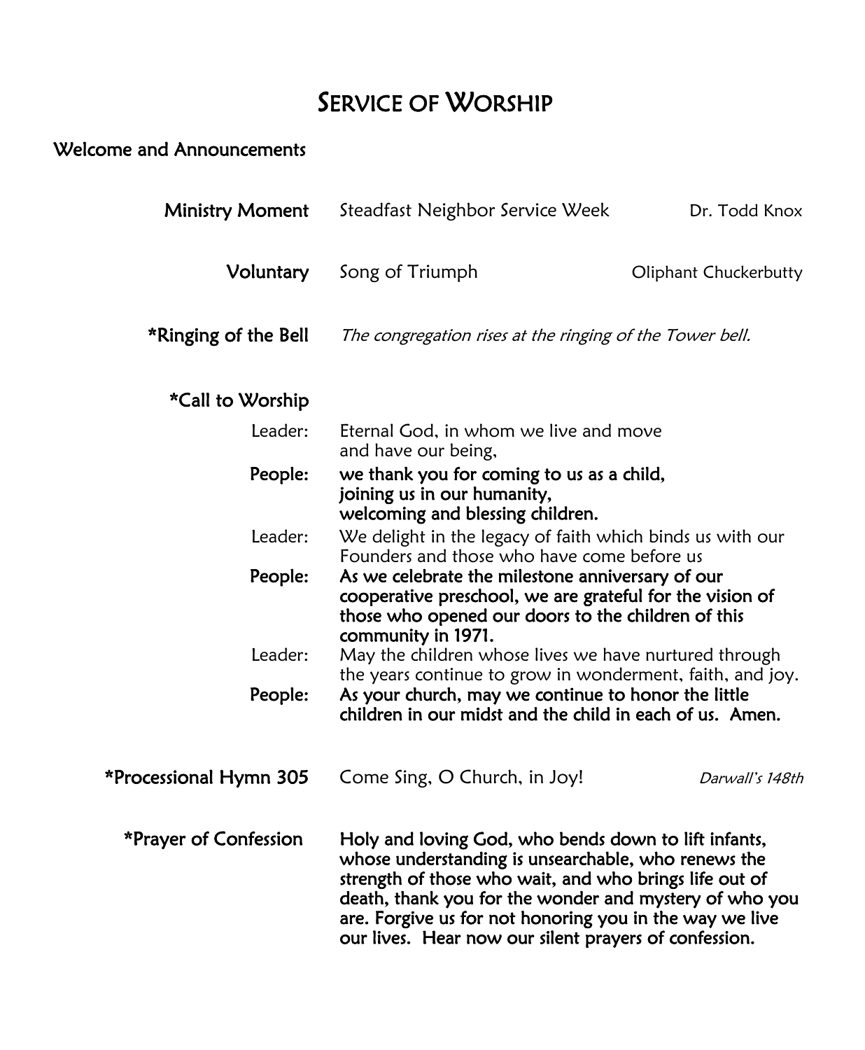# Service of Worship

**Welcome and Announcements**

**Ministry Moment** Steadfast Neighbor Service Week — Dr. Todd Knox

**Voluntary** Song of Triumph — Oliphant Chuckerbutty

***Ringing of the Bell** *The congregation rises at the ringing of the Tower bell.*

***Call to Worship**

Leader: Eternal God, in whom we live and move and have our being,

**People: we thank you for coming to us as a child, joining us in our humanity, welcoming and blessing children.**

Leader: We delight in the legacy of faith which binds us with our Founders and those who have come before us

**People: As we celebrate the milestone anniversary of our cooperative preschool, we are grateful for the vision of those who opened our doors to the children of this community in 1971.**

Leader: May the children whose lives we have nurtured through the years continue to grow in wonderment, faith, and joy.

**People: As your church, may we continue to honor the little children in our midst and the child in each of us. Amen.**

***Processional Hymn 305** Come Sing, O Church, in Joy! — *Darwall's 148th*

***Prayer of Confession** **Holy and loving God, who bends down to lift infants, whose understanding is unsearchable, who renews the strength of those who wait, and who brings life out of death, thank you for the wonder and mystery of who you are. Forgive us for not honoring you in the way we live our lives. Hear now our silent prayers of confession.**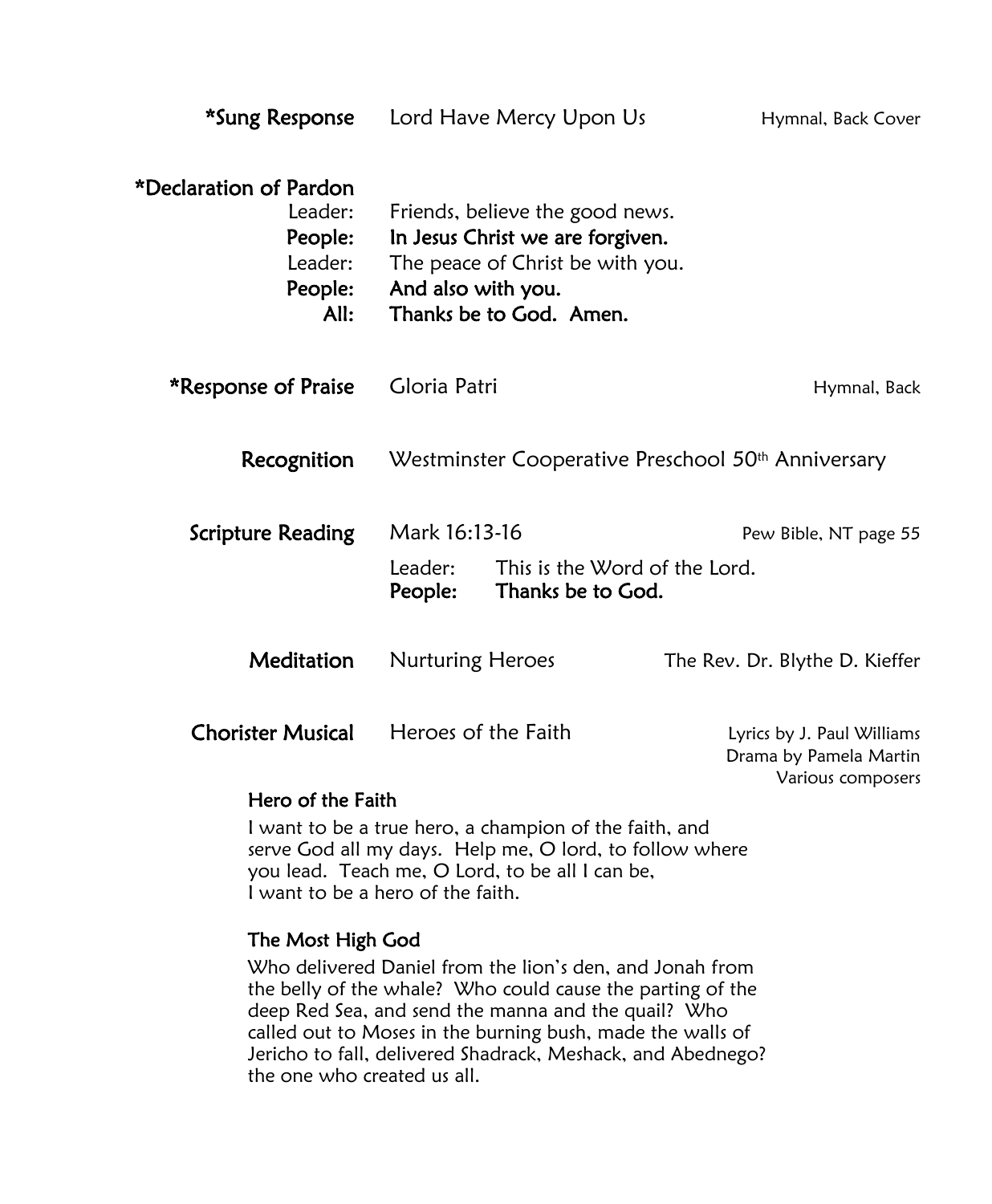**\*Sung Response** Lord Have Mercy Upon Us — Hymnal, Back Cover

**\*Declaration of Pardon**

Leader: Friends, believe the good news.
**People: In Jesus Christ we are forgiven.**
Leader: The peace of Christ be with you.
**People: And also with you.**
**All: Thanks be to God. Amen.**

**\*Response of Praise** Gloria Patri — Hymnal, Back

**Recognition** Westminster Cooperative Preschool 50th Anniversary

**Scripture Reading** Mark 16:13-16 — Pew Bible, NT page 55

Leader: This is the Word of the Lord.
**People: Thanks be to God.**

**Meditation** Nurturing Heroes — The Rev. Dr. Blythe D. Kieffer

**Chorister Musical** Heroes of the Faith — Lyrics by J. Paul Williams, Drama by Pamela Martin, Various composers

**Hero of the Faith**

I want to be a true hero, a champion of the faith, and serve God all my days. Help me, O lord, to follow where you lead. Teach me, O Lord, to be all I can be,
I want to be a hero of the faith.

**The Most High God**

Who delivered Daniel from the lion's den, and Jonah from the belly of the whale? Who could cause the parting of the deep Red Sea, and send the manna and the quail? Who called out to Moses in the burning bush, made the walls of Jericho to fall, delivered Shadrack, Meshack, and Abednego? the one who created us all.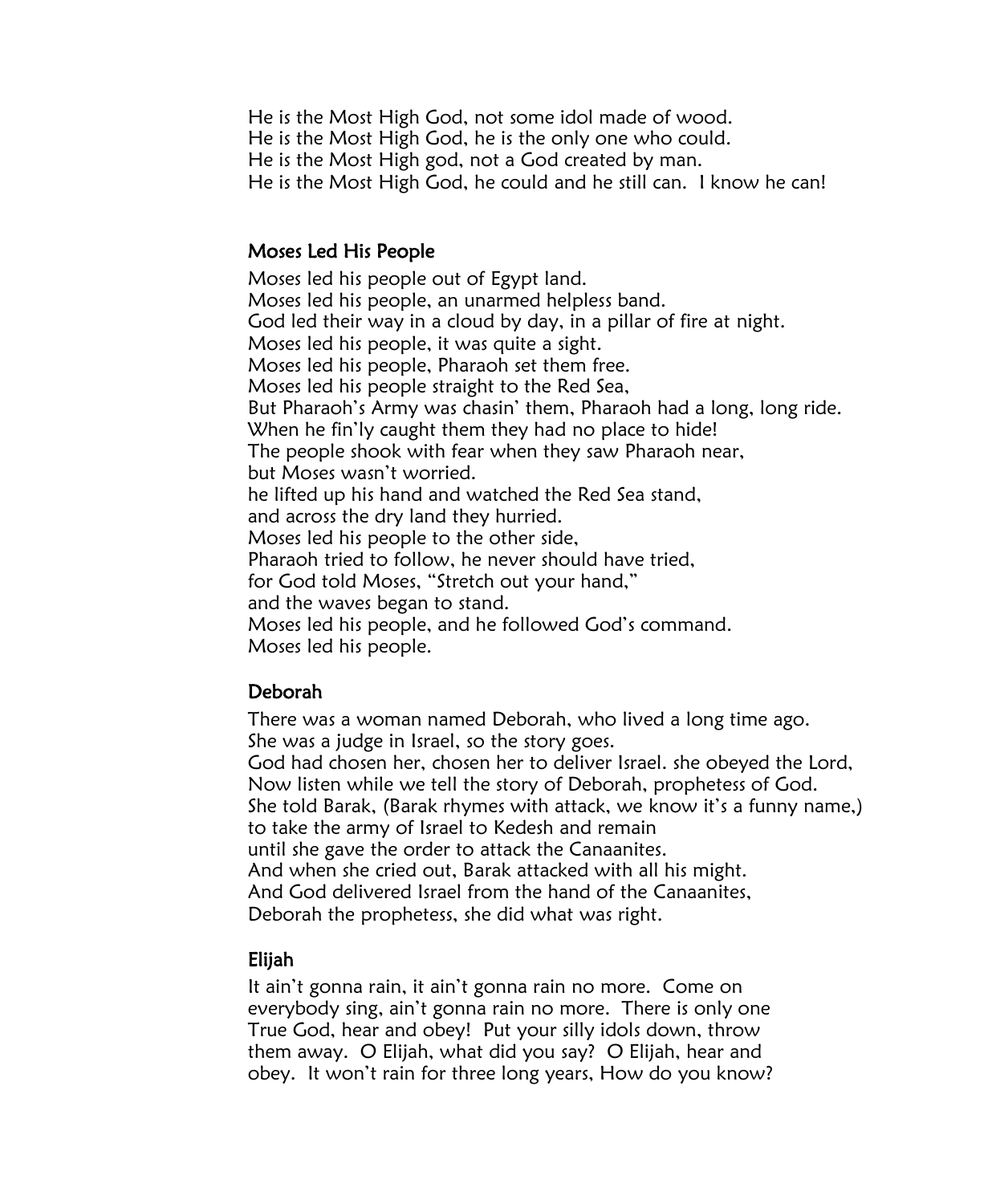He is the Most High God, not some idol made of wood.
He is the Most High God, he is the only one who could.
He is the Most High god, not a God created by man.
He is the Most High God, he could and he still can. I know he can!

### Moses Led His People

Moses led his people out of Egypt land.
Moses led his people, an unarmed helpless band.
God led their way in a cloud by day, in a pillar of fire at night.
Moses led his people, it was quite a sight.
Moses led his people, Pharaoh set them free.
Moses led his people straight to the Red Sea,
But Pharaoh's Army was chasin' them, Pharaoh had a long, long ride.
When he fin'ly caught them they had no place to hide!
The people shook with fear when they saw Pharaoh near,
but Moses wasn't worried.
he lifted up his hand and watched the Red Sea stand,
and across the dry land they hurried.
Moses led his people to the other side,
Pharaoh tried to follow, he never should have tried,
for God told Moses, "Stretch out your hand,"
and the waves began to stand.
Moses led his people, and he followed God's command.
Moses led his people.

### Deborah

There was a woman named Deborah, who lived a long time ago.
She was a judge in Israel, so the story goes.
God had chosen her, chosen her to deliver Israel. she obeyed the Lord,
Now listen while we tell the story of Deborah, prophetess of God.
She told Barak, (Barak rhymes with attack, we know it's a funny name,)
to take the army of Israel to Kedesh and remain
until she gave the order to attack the Canaanites.
And when she cried out, Barak attacked with all his might.
And God delivered Israel from the hand of the Canaanites,
Deborah the prophetess, she did what was right.

### Elijah

It ain't gonna rain, it ain't gonna rain no more. Come on everybody sing, ain't gonna rain no more. There is only one True God, hear and obey! Put your silly idols down, throw them away. O Elijah, what did you say? O Elijah, hear and obey. It won't rain for three long years, How do you know?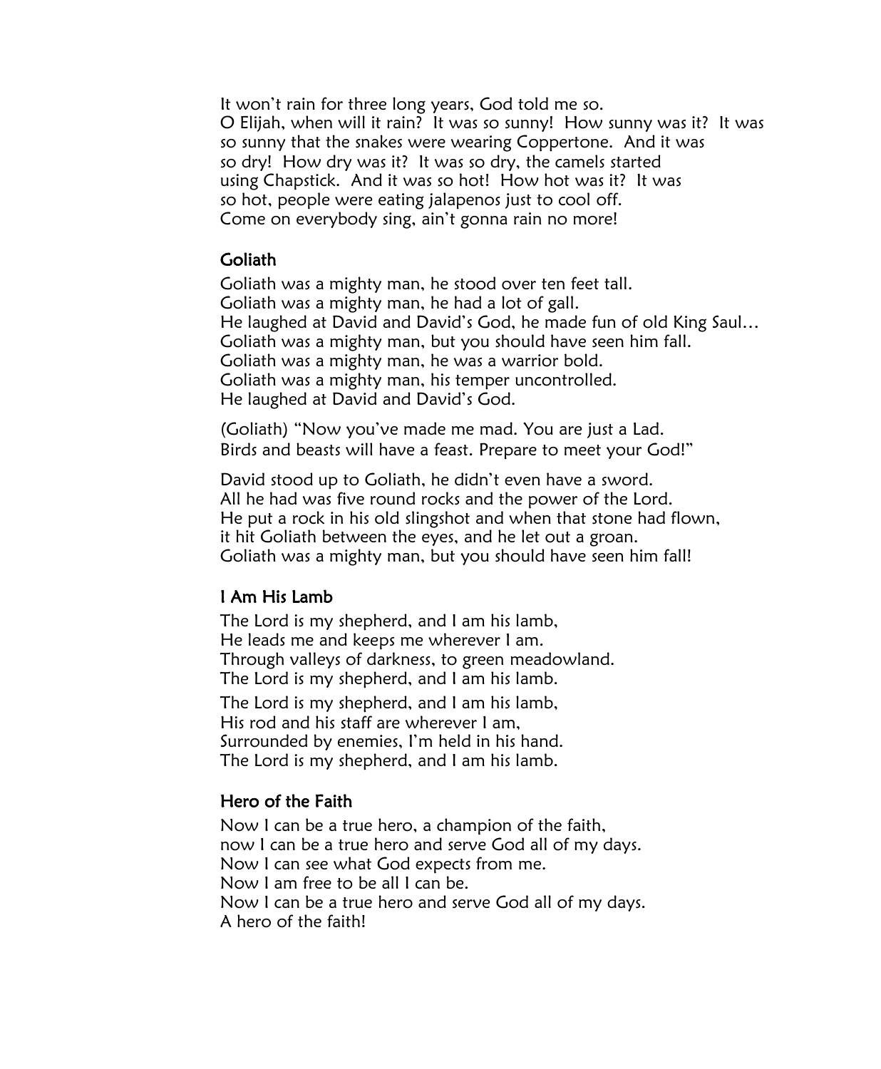It won't rain for three long years, God told me so.
O Elijah, when will it rain? It was so sunny! How sunny was it? It was so sunny that the snakes were wearing Coppertone. And it was so dry! How dry was it? It was so dry, the camels started using Chapstick. And it was so hot! How hot was it? It was so hot, people were eating jalapenos just to cool off.
Come on everybody sing, ain't gonna rain no more!

### Goliath

Goliath was a mighty man, he stood over ten feet tall.
Goliath was a mighty man, he had a lot of gall.
He laughed at David and David's God, he made fun of old King Saul…
Goliath was a mighty man, but you should have seen him fall.
Goliath was a mighty man, he was a warrior bold.
Goliath was a mighty man, his temper uncontrolled.
He laughed at David and David's God.

(Goliath) "Now you've made me mad. You are just a Lad.
Birds and beasts will have a feast. Prepare to meet your God!"

David stood up to Goliath, he didn't even have a sword.
All he had was five round rocks and the power of the Lord.
He put a rock in his old slingshot and when that stone had flown,
it hit Goliath between the eyes, and he let out a groan.
Goliath was a mighty man, but you should have seen him fall!

### I Am His Lamb

The Lord is my shepherd, and I am his lamb,
He leads me and keeps me wherever I am.
Through valleys of darkness, to green meadowland.
The Lord is my shepherd, and I am his lamb.

The Lord is my shepherd, and I am his lamb,
His rod and his staff are wherever I am,
Surrounded by enemies, I'm held in his hand.
The Lord is my shepherd, and I am his lamb.

### Hero of the Faith

Now I can be a true hero, a champion of the faith,
now I can be a true hero and serve God all of my days.
Now I can see what God expects from me.
Now I am free to be all I can be.
Now I can be a true hero and serve God all of my days.
A hero of the faith!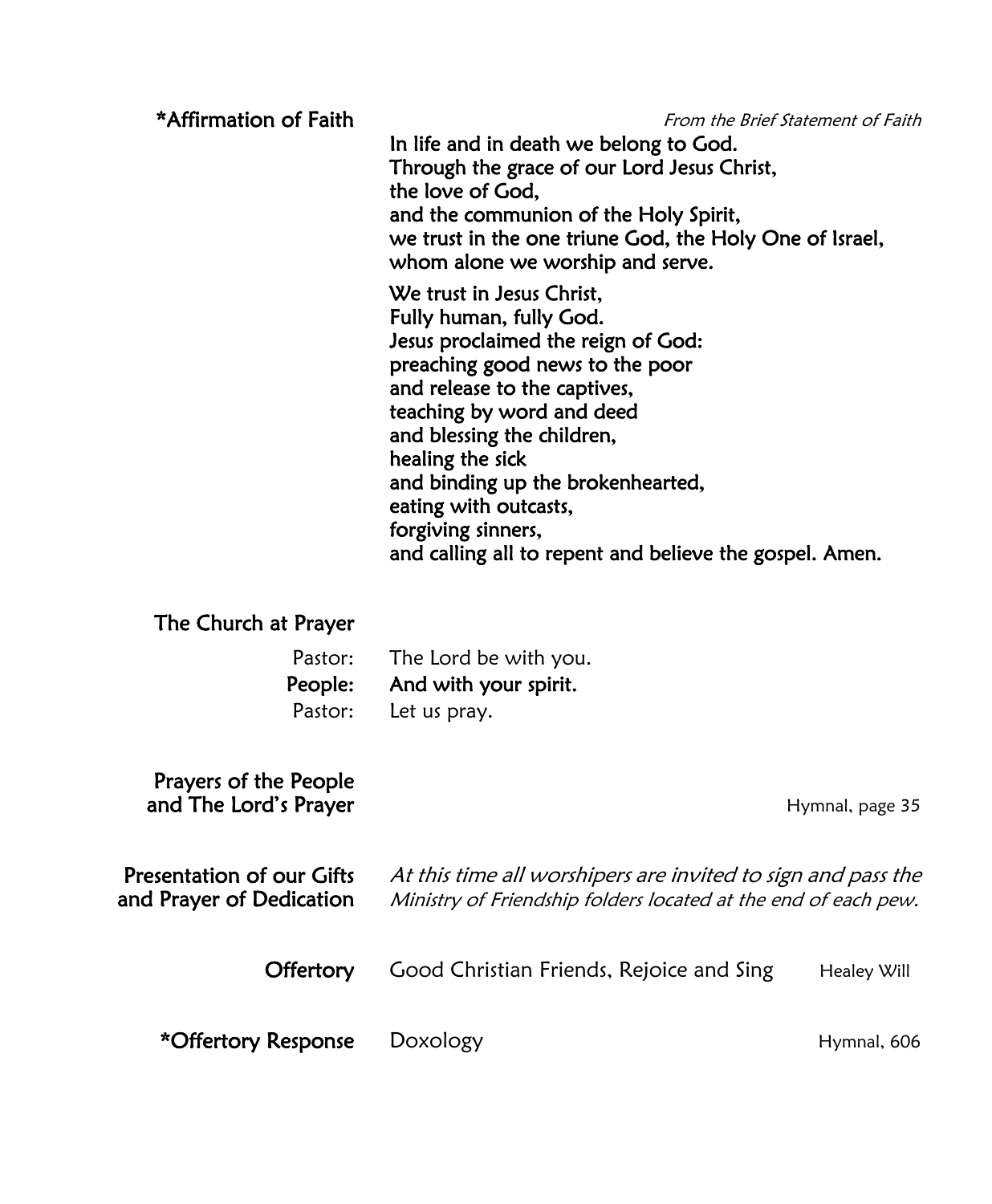**\*Affirmation of Faith** *From the Brief Statement of Faith*

**In life and in death we belong to God.**
**Through the grace of our Lord Jesus Christ,**
**the love of God,**
**and the communion of the Holy Spirit,**
**we trust in the one triune God, the Holy One of Israel,**
**whom alone we worship and serve.**

**We trust in Jesus Christ,**
**Fully human, fully God.**
**Jesus proclaimed the reign of God:**
**preaching good news to the poor**
**and release to the captives,**
**teaching by word and deed**
**and blessing the children,**
**healing the sick**
**and binding up the brokenhearted,**
**eating with outcasts,**
**forgiving sinners,**
**and calling all to repent and believe the gospel. Amen.**

**The Church at Prayer**

Pastor: The Lord be with you.
**People: And with your spirit.**
Pastor: Let us pray.

**Prayers of the People and The Lord's Prayer** Hymnal, page 35

**Presentation of our Gifts and Prayer of Dedication** *At this time all worshipers are invited to sign and pass the Ministry of Friendship folders located at the end of each pew.*

**Offertory** Good Christian Friends, Rejoice and Sing — Healey Will

**\*Offertory Response** Doxology — Hymnal, 606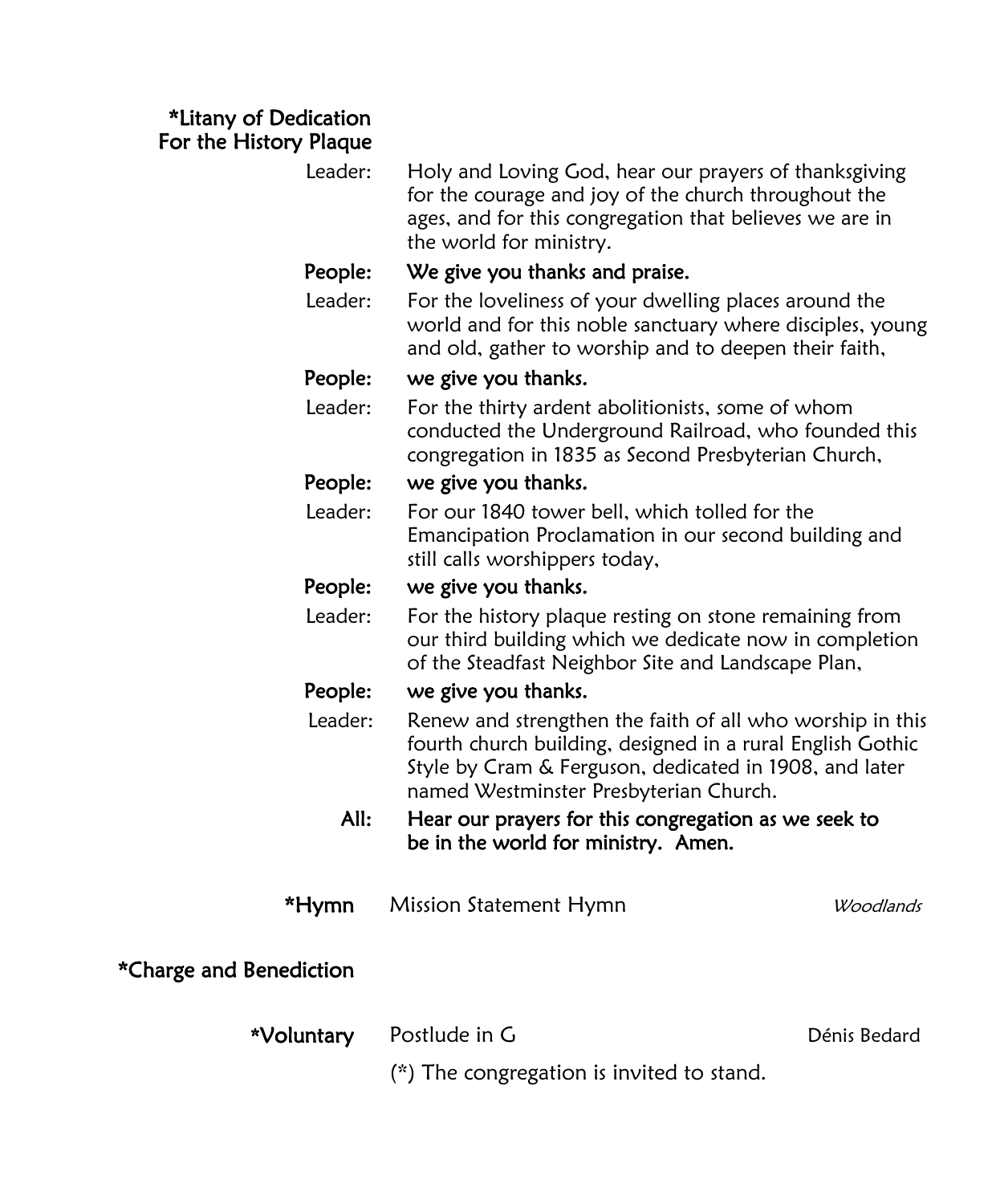**\*Litany of Dedication For the History Plaque**

Leader: Holy and Loving God, hear our prayers of thanksgiving for the courage and joy of the church throughout the ages, and for this congregation that believes we are in the world for ministry.

**People: We give you thanks and praise.**

Leader: For the loveliness of your dwelling places around the world and for this noble sanctuary where disciples, young and old, gather to worship and to deepen their faith,

**People: we give you thanks.**

Leader: For the thirty ardent abolitionists, some of whom conducted the Underground Railroad, who founded this congregation in 1835 as Second Presbyterian Church,

**People: we give you thanks.**

Leader: For our 1840 tower bell, which tolled for the Emancipation Proclamation in our second building and still calls worshippers today,

**People: we give you thanks.**

Leader: For the history plaque resting on stone remaining from our third building which we dedicate now in completion of the Steadfast Neighbor Site and Landscape Plan,

**People: we give you thanks.**

Leader: Renew and strengthen the faith of all who worship in this fourth church building, designed in a rural English Gothic Style by Cram & Ferguson, dedicated in 1908, and later named Westminster Presbyterian Church.

**All: Hear our prayers for this congregation as we seek to be in the world for ministry. Amen.**

**\*Hymn** Mission Statement Hymn *Woodlands*

**\*Charge and Benediction**

**\*Voluntary** Postlude in G Dénis Bedard

(\*) The congregation is invited to stand.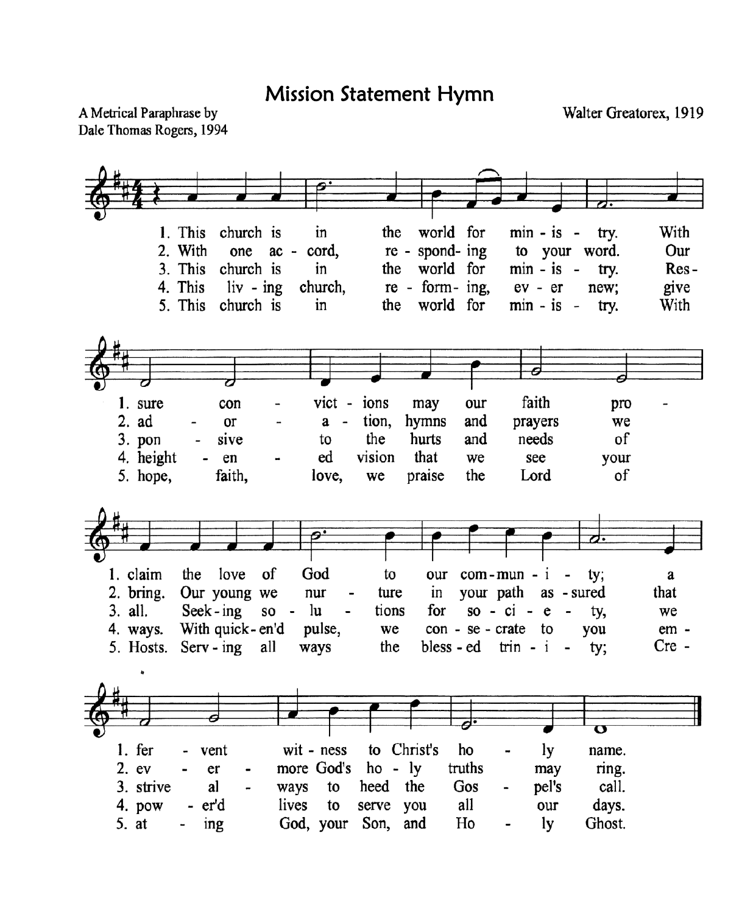# Mission Statement Hymn

A Metrical Paraphrase by
Dale Thomas Rogers, 1994

Walter Greatorex, 1919

1. This church is in the world for min - is - try. With sure con - vict - ions may our faith pro - claim the love of God to our com-mun - i - ty; a fer - vent wit - ness to Christ's ho - ly name.

2. With one ac - cord, re - spond- ing to your word. Our ad - or - a - tion, hymns and prayers we bring. Our young we nur - ture in your path as - sured that ev - er - more God's ho - ly truths may ring.

3. This church is in the world for min - is - try. Res - pon - sive to the hurts and needs of all. Seek - ing so - lu - tions for so - ci - e - ty, we strive al - ways to heed the Gos - pel's call.

4. This liv - ing church, re - form- ing, ev - er new; give height - en - ed vision that we see your ways. With quick - en'd pulse, we con - se - crate to you em - pow - er'd lives to serve you all our days.

5. This church is in the world for min - is - try. With hope, faith, love, we praise the Lord of Hosts. Serv - ing all ways the bless - ed trin - i - ty; Cre - at - ing God, your Son, and Ho - ly Ghost.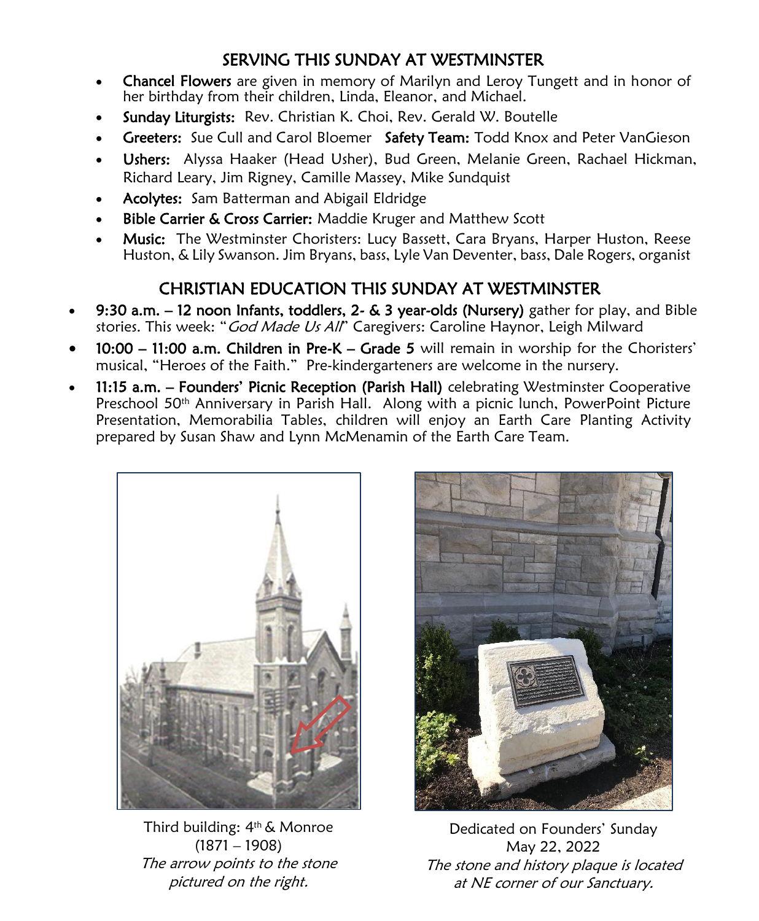## SERVING THIS SUNDAY AT WESTMINSTER

- **Chancel Flowers** are given in memory of Marilyn and Leroy Tungett and in honor of her birthday from their children, Linda, Eleanor, and Michael.
- **Sunday Liturgists:** Rev. Christian K. Choi, Rev. Gerald W. Boutelle
- **Greeters:** Sue Cull and Carol Bloemer **Safety Team:** Todd Knox and Peter VanGieson
- **Ushers:** Alyssa Haaker (Head Usher), Bud Green, Melanie Green, Rachael Hickman, Richard Leary, Jim Rigney, Camille Massey, Mike Sundquist
- **Acolytes:** Sam Batterman and Abigail Eldridge
- **Bible Carrier & Cross Carrier:** Maddie Kruger and Matthew Scott
- **Music:** The Westminster Choristers: Lucy Bassett, Cara Bryans, Harper Huston, Reese Huston, & Lily Swanson. Jim Bryans, bass, Lyle Van Deventer, bass, Dale Rogers, organist

## CHRISTIAN EDUCATION THIS SUNDAY AT WESTMINSTER

- **9:30 a.m. – 12 noon Infants, toddlers, 2- & 3 year-olds (Nursery)** gather for play, and Bible stories. This week: "*God Made Us All*" Caregivers: Caroline Haynor, Leigh Milward
- **10:00 – 11:00 a.m. Children in Pre-K – Grade 5** will remain in worship for the Choristers' musical, "Heroes of the Faith." Pre-kindergarteners are welcome in the nursery.
- **11:15 a.m. – Founders' Picnic Reception (Parish Hall)** celebrating Westminster Cooperative Preschool 50th Anniversary in Parish Hall. Along with a picnic lunch, PowerPoint Picture Presentation, Memorabilia Tables, children will enjoy an Earth Care Planting Activity prepared by Susan Shaw and Lynn McMenamin of the Earth Care Team.

Third building: 4th & Monroe
(1871 – 1908)
*The arrow points to the stone pictured on the right.*

Dedicated on Founders' Sunday
May 22, 2022
*The stone and history plaque is located at NE corner of our Sanctuary.*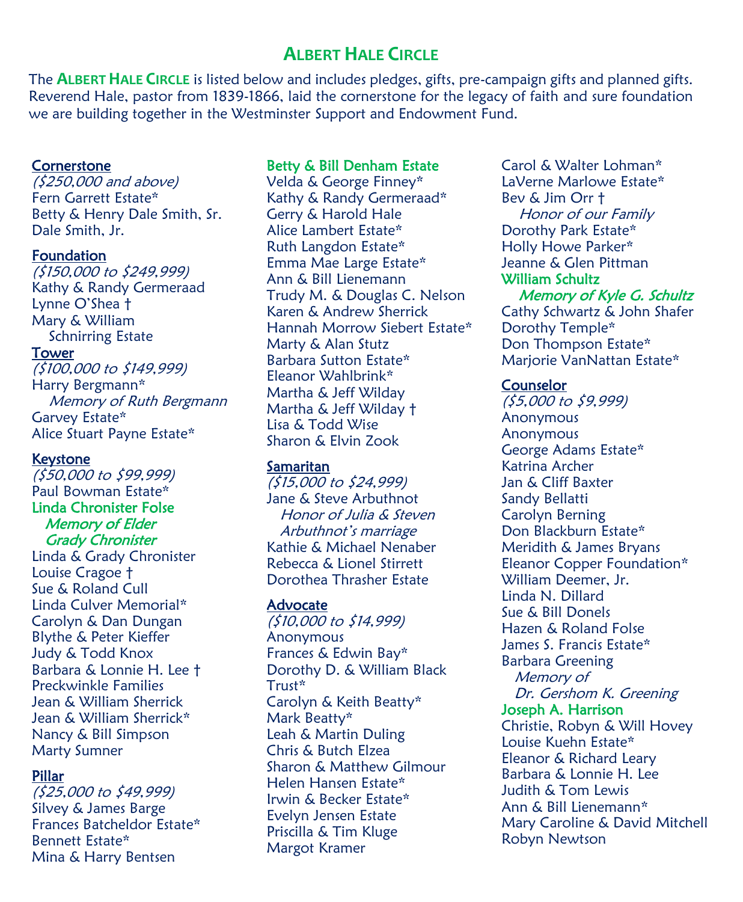# ALBERT HALE CIRCLE

The **ALBERT HALE CIRCLE** is listed below and includes pledges, gifts, pre-campaign gifts and planned gifts. Reverend Hale, pastor from 1839-1866, laid the cornerstone for the legacy of faith and sure foundation we are building together in the Westminster Support and Endowment Fund.

## Cornerstone
*($250,000 and above)*

Fern Garrett Estate*
Betty & Henry Dale Smith, Sr.
Dale Smith, Jr.

## Foundation
*($150,000 to $249,999)*

Kathy & Randy Germeraad
Lynne O'Shea †
Mary & William Schnirring Estate

## Tower
*($100,000 to $149,999)*

Harry Bergmann*
*Memory of Ruth Bergmann*
Garvey Estate*
Alice Stuart Payne Estate*

## Keystone
*($50,000 to $99,999)*

Paul Bowman Estate*
Linda Chronister Folse
*Memory of Elder Grady Chronister*
Linda & Grady Chronister
Louise Cragoe †
Sue & Roland Cull
Linda Culver Memorial*
Carolyn & Dan Dungan
Blythe & Peter Kieffer
Judy & Todd Knox
Barbara & Lonnie H. Lee †
Preckwinkle Families
Jean & William Sherrick
Jean & William Sherrick*
Nancy & Bill Simpson
Marty Sumner

## Pillar
*($25,000 to $49,999)*

Silvey & James Barge
Frances Batcheldor Estate*
Bennett Estate*
Mina & Harry Bentsen
Betty & Bill Denham Estate
Velda & George Finney*
Kathy & Randy Germeraad*
Gerry & Harold Hale
Alice Lambert Estate*
Ruth Langdon Estate*
Emma Mae Large Estate*
Ann & Bill Lienemann
Trudy M. & Douglas C. Nelson
Karen & Andrew Sherrick
Hannah Morrow Siebert Estate*
Marty & Alan Stutz
Barbara Sutton Estate*
Eleanor Wahlbrink*
Martha & Jeff Wilday
Martha & Jeff Wilday †
Lisa & Todd Wise
Sharon & Elvin Zook

## Samaritan
*($15,000 to $24,999)*

Jane & Steve Arbuthnot
*Honor of Julia & Steven Arbuthnot's marriage*
Kathie & Michael Nenaber
Rebecca & Lionel Stirrett
Dorothea Thrasher Estate

## Advocate
*($10,000 to $14,999)*

Anonymous
Frances & Edwin Bay*
Dorothy D. & William Black Trust*
Carolyn & Keith Beatty*
Mark Beatty*
Leah & Martin Duling
Chris & Butch Elzea
Sharon & Matthew Gilmour
Helen Hansen Estate*
Irwin & Becker Estate*
Evelyn Jensen Estate
Priscilla & Tim Kluge
Margot Kramer
Carol & Walter Lohman*
LaVerne Marlowe Estate*
Bev & Jim Orr †
*Honor of our Family*
Dorothy Park Estate*
Holly Howe Parker*
Jeanne & Glen Pittman
William Schultz
*Memory of Kyle G. Schultz*
Cathy Schwartz & John Shafer
Dorothy Temple*
Don Thompson Estate*
Marjorie VanNattan Estate*

## Counselor
*($5,000 to $9,999)*

Anonymous
Anonymous
George Adams Estate*
Katrina Archer
Jan & Cliff Baxter
Sandy Bellatti
Carolyn Berning
Don Blackburn Estate*
Meridith & James Bryans
Eleanor Copper Foundation*
William Deemer, Jr.
Linda N. Dillard
Sue & Bill Donels
Hazen & Roland Folse
James S. Francis Estate*
Barbara Greening
*Memory of Dr. Gershom K. Greening*
Joseph A. Harrison
Christie, Robyn & Will Hovey
Louise Kuehn Estate*
Eleanor & Richard Leary
Barbara & Lonnie H. Lee
Judith & Tom Lewis
Ann & Bill Lienemann*
Mary Caroline & David Mitchell
Robyn Newtson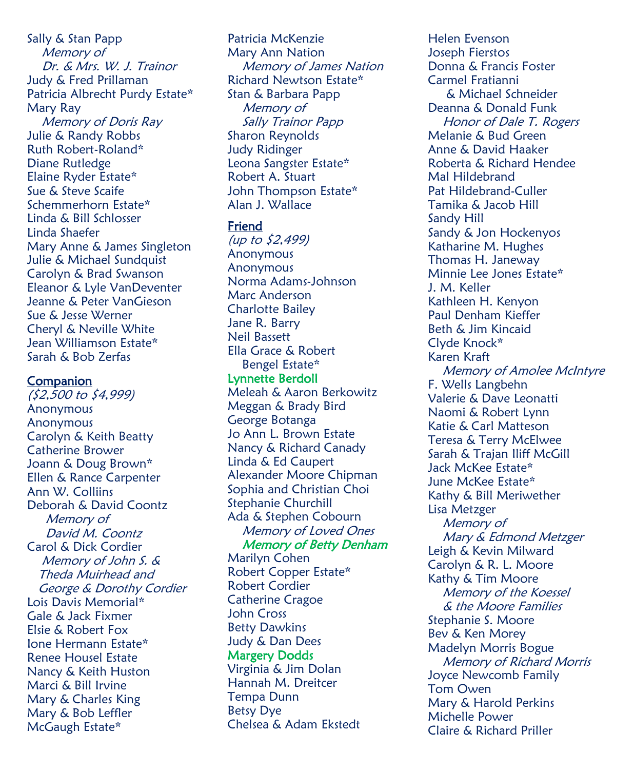Sally & Stan Papp
*Memory of Dr. & Mrs. W. J. Trainor*
Judy & Fred Prillaman
Patricia Albrecht Purdy Estate*
Mary Ray
*Memory of Doris Ray*
Julie & Randy Robbs
Ruth Robert-Roland*
Diane Rutledge
Elaine Ryder Estate*
Sue & Steve Scaife
Schemmerhorn Estate*
Linda & Bill Schlosser
Linda Shaefer
Mary Anne & James Singleton
Julie & Michael Sundquist
Carolyn & Brad Swanson
Eleanor & Lyle VanDeventer
Jeanne & Peter VanGieson
Sue & Jesse Werner
Cheryl & Neville White
Jean Williamson Estate*
Sarah & Bob Zerfas

## Companion
*($2,500 to $4,999)*

Anonymous
Anonymous
Carolyn & Keith Beatty
Catherine Brower
Joann & Doug Brown*
Ellen & Rance Carpenter
Ann W. Colliins
Deborah & David Coontz
*Memory of David M. Coontz*
Carol & Dick Cordier
*Memory of John S. & Theda Muirhead and George & Dorothy Cordier*
Lois Davis Memorial*
Gale & Jack Fixmer
Elsie & Robert Fox
Ione Hermann Estate*
Renee Housel Estate
Nancy & Keith Huston
Marci & Bill Irvine
Mary & Charles King
Mary & Bob Leffler
McGaugh Estate*
Patricia McKenzie
Mary Ann Nation
*Memory of James Nation*
Richard Newtson Estate*
Stan & Barbara Papp
*Memory of Sally Trainor Papp*
Sharon Reynolds
Judy Ridinger
Leona Sangster Estate*
Robert A. Stuart
John Thompson Estate*
Alan J. Wallace

## Friend
*(up to $2,499)*

Anonymous
Anonymous
Norma Adams-Johnson
Marc Anderson
Charlotte Bailey
Jane R. Barry
Neil Bassett
Ella Grace & Robert Bengel Estate*
Lynnette Berdoll
Meleah & Aaron Berkowitz
Meggan & Brady Bird
George Botanga
Jo Ann L. Brown Estate
Nancy & Richard Canady
Linda & Ed Caupert
Alexander Moore Chipman
Sophia and Christian Choi
Stephanie Churchill
Ada & Stephen Cobourn
*Memory of Loved Ones*
*Memory of Betty Denham*
Marilyn Cohen
Robert Copper Estate*
Robert Cordier
Catherine Cragoe
John Cross
Betty Dawkins
Judy & Dan Dees
Margery Dodds
Virginia & Jim Dolan
Hannah M. Dreitcer
Tempa Dunn
Betsy Dye
Chelsea & Adam Ekstedt
Helen Evenson
Joseph Fierstos
Donna & Francis Foster
Carmel Fratianni & Michael Schneider
Deanna & Donald Funk
*Honor of Dale T. Rogers*
Melanie & Bud Green
Anne & David Haaker
Roberta & Richard Hendee
Mal Hildebrand
Pat Hildebrand-Culler
Tamika & Jacob Hill
Sandy Hill
Sandy & Jon Hockenyos
Katharine M. Hughes
Thomas H. Janeway
Minnie Lee Jones Estate*
J. M. Keller
Kathleen H. Kenyon
Paul Denham Kieffer
Beth & Jim Kincaid
Clyde Knock*
Karen Kraft
*Memory of Amolee McIntyre*
F. Wells Langbehn
Valerie & Dave Leonatti
Naomi & Robert Lynn
Katie & Carl Matteson
Teresa & Terry McElwee
Sarah & Trajan Iliff McGill
Jack McKee Estate*
June McKee Estate*
Kathy & Bill Meriwether
Lisa Metzger
*Memory of Mary & Edmond Metzger*
Leigh & Kevin Milward
Carolyn & R. L. Moore
Kathy & Tim Moore
*Memory of the Koessel & the Moore Families*
Stephanie S. Moore
Bev & Ken Morey
Madelyn Morris Bogue
*Memory of Richard Morris*
Joyce Newcomb Family
Tom Owen
Mary & Harold Perkins
Michelle Power
Claire & Richard Priller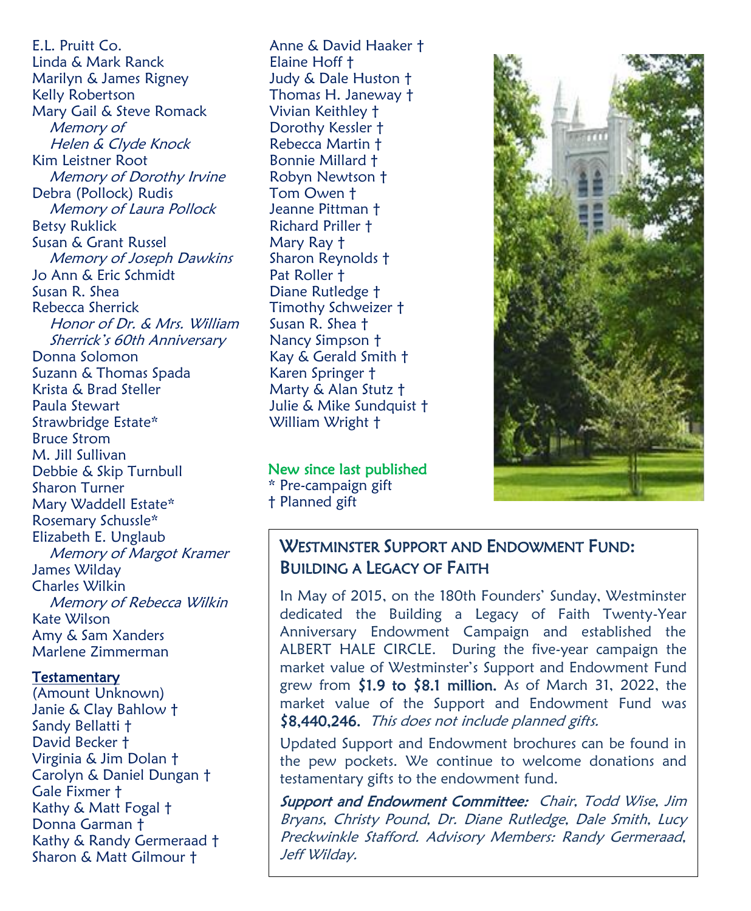E.L. Pruitt Co.
Linda & Mark Ranck
Marilyn & James Rigney
Kelly Robertson
Mary Gail & Steve Romack
  *Memory of Helen & Clyde Knock*
Kim Leistner Root
  *Memory of Dorothy Irvine*
Debra (Pollock) Rudis
  *Memory of Laura Pollock*
Betsy Ruklick
Susan & Grant Russel
  *Memory of Joseph Dawkins*
Jo Ann & Eric Schmidt
Susan R. Shea
Rebecca Sherrick
  *Honor of Dr. & Mrs. William Sherrick's 60th Anniversary*
Donna Solomon
Suzann & Thomas Spada
Krista & Brad Steller
Paula Stewart
Strawbridge Estate*
Bruce Strom
M. Jill Sullivan
Debbie & Skip Turnbull
Sharon Turner
Mary Waddell Estate*
Rosemary Schussle*
Elizabeth E. Unglaub
  *Memory of Margot Kramer*
James Wilday
Charles Wilkin
  *Memory of Rebecca Wilkin*
Kate Wilson
Amy & Sam Xanders
Marlene Zimmerman

**Testamentary**
(Amount Unknown)
Janie & Clay Bahlow †
Sandy Bellatti †
David Becker †
Virginia & Jim Dolan †
Carolyn & Daniel Dungan †
Gale Fixmer †
Kathy & Matt Fogal †
Donna Garman †
Kathy & Randy Germeraad †
Sharon & Matt Gilmour †
Anne & David Haaker †
Elaine Hoff †
Judy & Dale Huston †
Thomas H. Janeway †
Vivian Keithley †
Dorothy Kessler †
Rebecca Martin †
Bonnie Millard †
Robyn Newtson †
Tom Owen †
Jeanne Pittman †
Richard Priller †
Mary Ray †
Sharon Reynolds †
Pat Roller †
Diane Rutledge †
Timothy Schweizer †
Susan R. Shea †
Nancy Simpson †
Kay & Gerald Smith †
Karen Springer †
Marty & Alan Stutz †
Julie & Mike Sundquist †
William Wright †

New since last published
* Pre-campaign gift
† Planned gift

## Westminster Support and Endowment Fund: Building a Legacy of Faith

In May of 2015, on the 180th Founders' Sunday, Westminster dedicated the Building a Legacy of Faith Twenty-Year Anniversary Endowment Campaign and established the ALBERT HALE CIRCLE. During the five-year campaign the market value of Westminster's Support and Endowment Fund grew from **$1.9 to $8.1 million.** As of March 31, 2022, the market value of the Support and Endowment Fund was **$8,440,246.** *This does not include planned gifts.*

Updated Support and Endowment brochures can be found in the pew pockets. We continue to welcome donations and testamentary gifts to the endowment fund.

***Support and Endowment Committee:*** *Chair, Todd Wise, Jim Bryans, Christy Pound, Dr. Diane Rutledge, Dale Smith, Lucy Preckwinkle Stafford. Advisory Members: Randy Germeraad, Jeff Wilday.*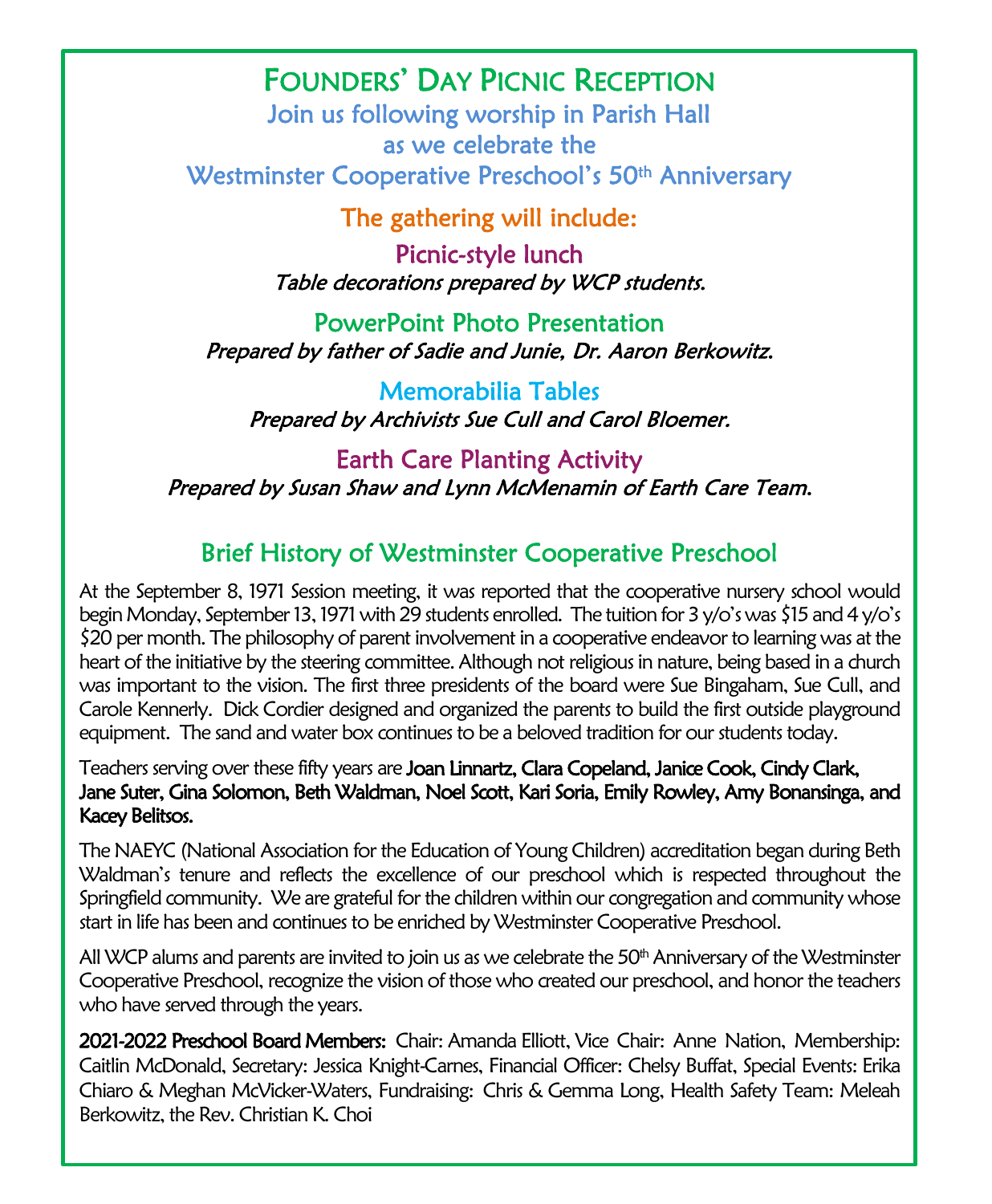# Founders' Day Picnic Reception

Join us following worship in Parish Hall
as we celebrate the
Westminster Cooperative Preschool's 50th Anniversary

## The gathering will include:

### Picnic-style lunch

*Table decorations prepared by WCP students.*

### PowerPoint Photo Presentation

*Prepared by father of Sadie and Junie, Dr. Aaron Berkowitz.*

### Memorabilia Tables

*Prepared by Archivists Sue Cull and Carol Bloemer.*

### Earth Care Planting Activity

*Prepared by Susan Shaw and Lynn McMenamin of Earth Care Team.*

## Brief History of Westminster Cooperative Preschool

At the September 8, 1971 Session meeting, it was reported that the cooperative nursery school would begin Monday, September 13, 1971 with 29 students enrolled. The tuition for 3 y/o's was $15 and 4 y/o's $20 per month. The philosophy of parent involvement in a cooperative endeavor to learning was at the heart of the initiative by the steering committee. Although not religious in nature, being based in a church was important to the vision. The first three presidents of the board were Sue Bingaham, Sue Cull, and Carole Kennerly. Dick Cordier designed and organized the parents to build the first outside playground equipment. The sand and water box continues to be a beloved tradition for our students today.

Teachers serving over these fifty years are **Joan Linnartz, Clara Copeland, Janice Cook, Cindy Clark, Jane Suter, Gina Solomon, Beth Waldman, Noel Scott, Kari Soria, Emily Rowley, Amy Bonansinga, and Kacey Belitsos.**

The NAEYC (National Association for the Education of Young Children) accreditation began during Beth Waldman's tenure and reflects the excellence of our preschool which is respected throughout the Springfield community. We are grateful for the children within our congregation and community whose start in life has been and continues to be enriched by Westminster Cooperative Preschool.

All WCP alums and parents are invited to join us as we celebrate the 50th Anniversary of the Westminster Cooperative Preschool, recognize the vision of those who created our preschool, and honor the teachers who have served through the years.

**2021-2022 Preschool Board Members:** Chair: Amanda Elliott, Vice Chair: Anne Nation, Membership: Caitlin McDonald, Secretary: Jessica Knight-Carnes, Financial Officer: Chelsy Buffat, Special Events: Erika Chiaro & Meghan McVicker-Waters, Fundraising: Chris & Gemma Long, Health Safety Team: Meleah Berkowitz, the Rev. Christian K. Choi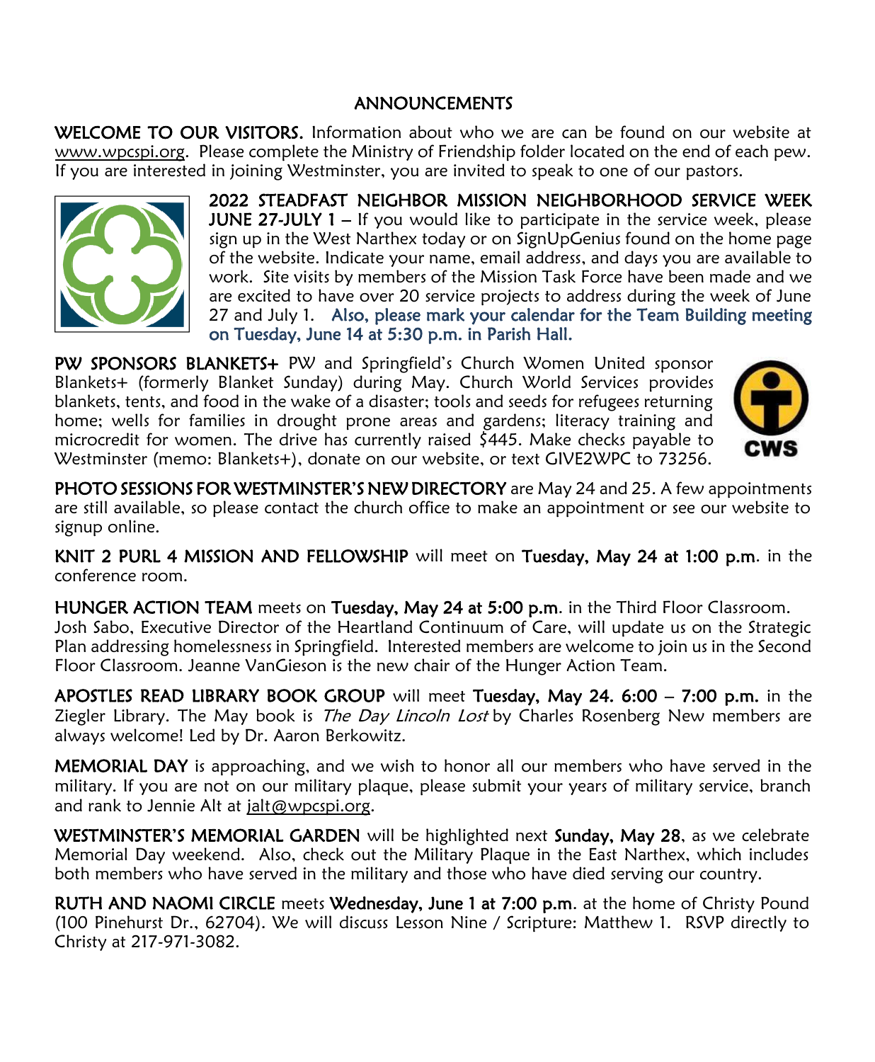# ANNOUNCEMENTS

**WELCOME TO OUR VISITORS.** Information about who we are can be found on our website at www.wpcspi.org. Please complete the Ministry of Friendship folder located on the end of each pew. If you are interested in joining Westminster, you are invited to speak to one of our pastors.

**2022 STEADFAST NEIGHBOR MISSION NEIGHBORHOOD SERVICE WEEK JUNE 27-JULY 1** – If you would like to participate in the service week, please sign up in the West Narthex today or on SignUpGenius found on the home page of the website. Indicate your name, email address, and days you are available to work. Site visits by members of the Mission Task Force have been made and we are excited to have over 20 service projects to address during the week of June 27 and July 1. **Also, please mark your calendar for the Team Building meeting on Tuesday, June 14 at 5:30 p.m. in Parish Hall.**

**PW SPONSORS BLANKETS+** PW and Springfield's Church Women United sponsor Blankets+ (formerly Blanket Sunday) during May. Church World Services provides blankets, tents, and food in the wake of a disaster; tools and seeds for refugees returning home; wells for families in drought prone areas and gardens; literacy training and microcredit for women. The drive has currently raised $445. Make checks payable to Westminster (memo: Blankets+), donate on our website, or text GIVE2WPC to 73256.

**PHOTO SESSIONS FOR WESTMINSTER'S NEW DIRECTORY** are May 24 and 25. A few appointments are still available, so please contact the church office to make an appointment or see our website to signup online.

**KNIT 2 PURL 4 MISSION AND FELLOWSHIP** will meet on **Tuesday, May 24 at 1:00 p.m**. in the conference room.

**HUNGER ACTION TEAM** meets on **Tuesday, May 24 at 5:00 p.m**. in the Third Floor Classroom. Josh Sabo, Executive Director of the Heartland Continuum of Care, will update us on the Strategic Plan addressing homelessness in Springfield. Interested members are welcome to join us in the Second Floor Classroom. Jeanne VanGieson is the new chair of the Hunger Action Team.

**APOSTLES READ LIBRARY BOOK GROUP** will meet **Tuesday, May 24. 6:00 – 7:00 p.m.** in the Ziegler Library. The May book is *The Day Lincoln Lost* by Charles Rosenberg New members are always welcome! Led by Dr. Aaron Berkowitz.

**MEMORIAL DAY** is approaching, and we wish to honor all our members who have served in the military. If you are not on our military plaque, please submit your years of military service, branch and rank to Jennie Alt at jalt@wpcspi.org.

**WESTMINSTER'S MEMORIAL GARDEN** will be highlighted next **Sunday, May 28**, as we celebrate Memorial Day weekend. Also, check out the Military Plaque in the East Narthex, which includes both members who have served in the military and those who have died serving our country.

**RUTH AND NAOMI CIRCLE** meets **Wednesday, June 1 at 7:00 p.m**. at the home of Christy Pound (100 Pinehurst Dr., 62704). We will discuss Lesson Nine / Scripture: Matthew 1. RSVP directly to Christy at 217-971-3082.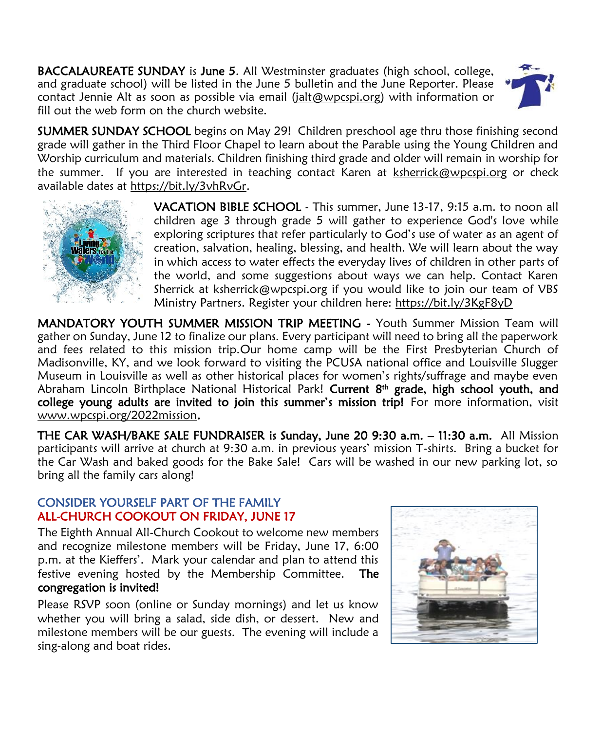**BACCALAUREATE SUNDAY** is **June 5**. All Westminster graduates (high school, college, and graduate school) will be listed in the June 5 bulletin and the June Reporter. Please contact Jennie Alt as soon as possible via email (jalt@wpcspi.org) with information or fill out the web form on the church website.

**SUMMER SUNDAY SCHOOL** begins on May 29! Children preschool age thru those finishing second grade will gather in the Third Floor Chapel to learn about the Parable using the Young Children and Worship curriculum and materials. Children finishing third grade and older will remain in worship for the summer. If you are interested in teaching contact Karen at ksherrick@wpcspi.org or check available dates at https://bit.ly/3vhRvGr.

**VACATION BIBLE SCHOOL** - This summer, June 13-17, 9:15 a.m. to noon all children age 3 through grade 5 will gather to experience God's love while exploring scriptures that refer particularly to God's use of water as an agent of creation, salvation, healing, blessing, and health. We will learn about the way in which access to water effects the everyday lives of children in other parts of the world, and some suggestions about ways we can help. Contact Karen Sherrick at ksherrick@wpcspi.org if you would like to join our team of VBS Ministry Partners. Register your children here: https://bit.ly/3KgF8yD

**MANDATORY YOUTH SUMMER MISSION TRIP MEETING -** Youth Summer Mission Team will gather on Sunday, June 12 to finalize our plans. Every participant will need to bring all the paperwork and fees related to this mission trip.Our home camp will be the First Presbyterian Church of Madisonville, KY, and we look forward to visiting the PCUSA national office and Louisville Slugger Museum in Louisville as well as other historical places for women's rights/suffrage and maybe even Abraham Lincoln Birthplace National Historical Park! **Current 8th grade, high school youth, and college young adults are invited to join this summer's mission trip!** For more information, visit www.wpcspi.org/2022mission.

**THE CAR WASH/BAKE SALE FUNDRAISER is Sunday, June 20 9:30 a.m. – 11:30 a.m.** All Mission participants will arrive at church at 9:30 a.m. in previous years' mission T-shirts. Bring a bucket for the Car Wash and baked goods for the Bake Sale! Cars will be washed in our new parking lot, so bring all the family cars along!

## CONSIDER YOURSELF PART OF THE FAMILY
## ALL-CHURCH COOKOUT ON FRIDAY, JUNE 17

The Eighth Annual All-Church Cookout to welcome new members and recognize milestone members will be Friday, June 17, 6:00 p.m. at the Kieffers'. Mark your calendar and plan to attend this festive evening hosted by the Membership Committee. **The congregation is invited!**

Please RSVP soon (online or Sunday mornings) and let us know whether you will bring a salad, side dish, or dessert. New and milestone members will be our guests. The evening will include a sing-along and boat rides.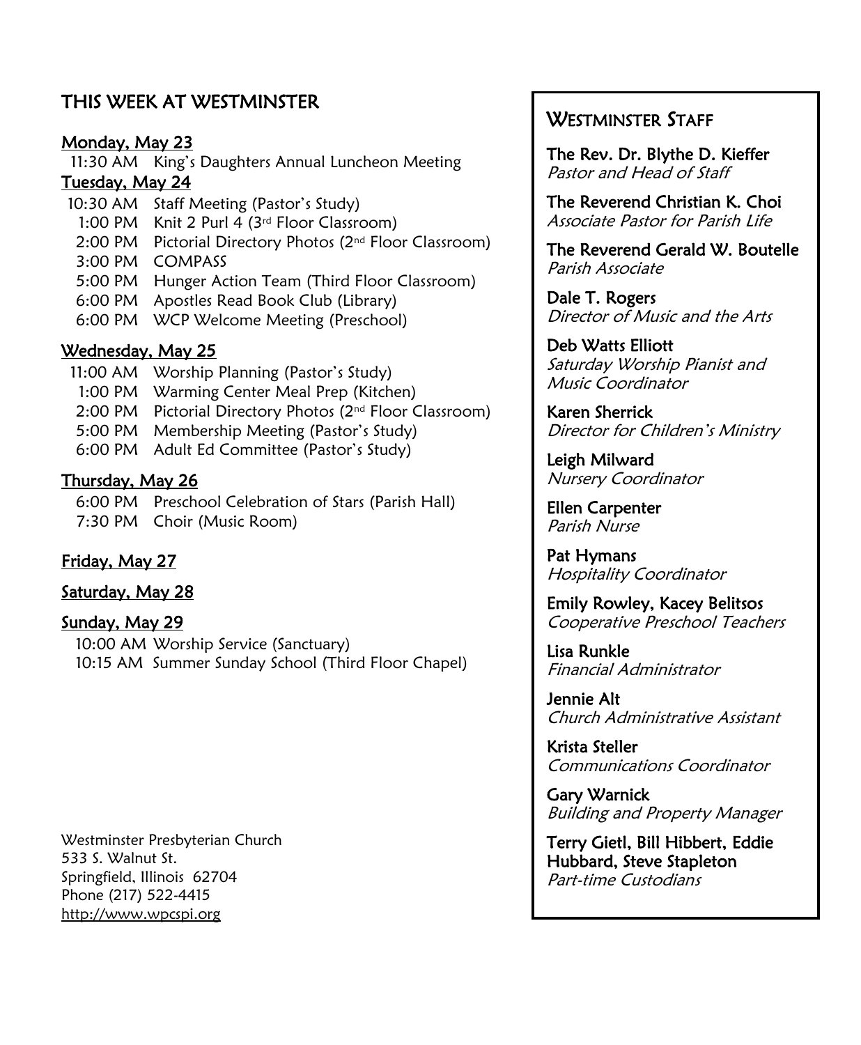## THIS WEEK AT WESTMINSTER

**Monday, May 23**

11:30 AM King's Daughters Annual Luncheon Meeting

**Tuesday, May 24**

10:30 AM Staff Meeting (Pastor's Study)
1:00 PM Knit 2 Purl 4 (3rd Floor Classroom)
2:00 PM Pictorial Directory Photos (2nd Floor Classroom)
3:00 PM COMPASS
5:00 PM Hunger Action Team (Third Floor Classroom)
6:00 PM Apostles Read Book Club (Library)
6:00 PM WCP Welcome Meeting (Preschool)

**Wednesday, May 25**

11:00 AM Worship Planning (Pastor's Study)
1:00 PM Warming Center Meal Prep (Kitchen)
2:00 PM Pictorial Directory Photos (2nd Floor Classroom)
5:00 PM Membership Meeting (Pastor's Study)
6:00 PM Adult Ed Committee (Pastor's Study)

**Thursday, May 26**

6:00 PM Preschool Celebration of Stars (Parish Hall)
7:30 PM Choir (Music Room)

**Friday, May 27**

**Saturday, May 28**

**Sunday, May 29**

10:00 AM Worship Service (Sanctuary)
10:15 AM Summer Sunday School (Third Floor Chapel)

Westminster Presbyterian Church
533 S. Walnut St.
Springfield, Illinois 62704
Phone (217) 522-4415
http://www.wpcspi.org

## WESTMINSTER STAFF

The Rev. Dr. Blythe D. Kieffer
*Pastor and Head of Staff*

The Reverend Christian K. Choi
*Associate Pastor for Parish Life*

The Reverend Gerald W. Boutelle
*Parish Associate*

Dale T. Rogers
*Director of Music and the Arts*

Deb Watts Elliott
*Saturday Worship Pianist and Music Coordinator*

Karen Sherrick
*Director for Children's Ministry*

Leigh Milward
*Nursery Coordinator*

Ellen Carpenter
*Parish Nurse*

Pat Hymans
*Hospitality Coordinator*

Emily Rowley, Kacey Belitsos
*Cooperative Preschool Teachers*

Lisa Runkle
*Financial Administrator*

Jennie Alt
*Church Administrative Assistant*

Krista Steller
*Communications Coordinator*

Gary Warnick
*Building and Property Manager*

Terry Gietl, Bill Hibbert, Eddie Hubbard, Steve Stapleton
*Part-time Custodians*